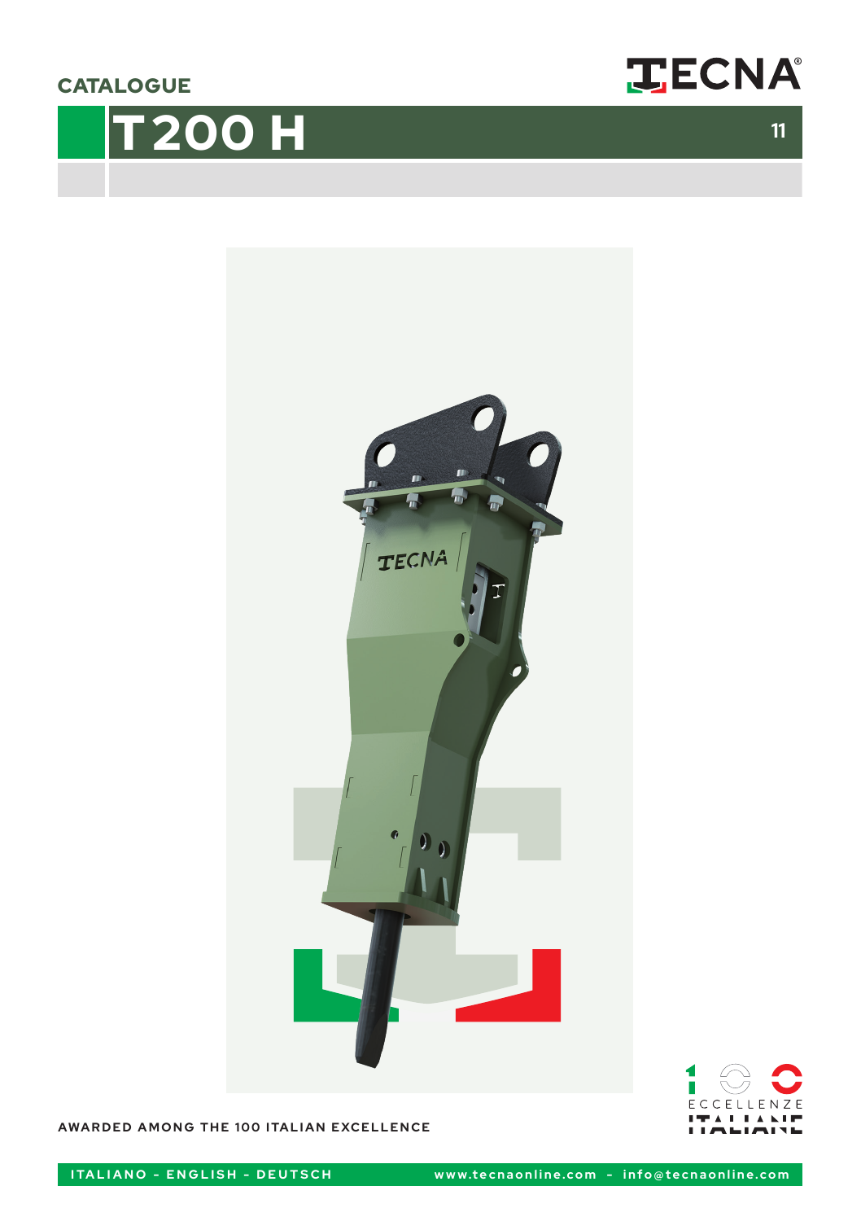CATALOGUE

# T200 H

AWARDED AMONG THE 100 ITALIAN EXCELLENCE

ITALIANO - ENGLISH - DEUTSCH

www.tecnaonline.com - info@tecnaonline.com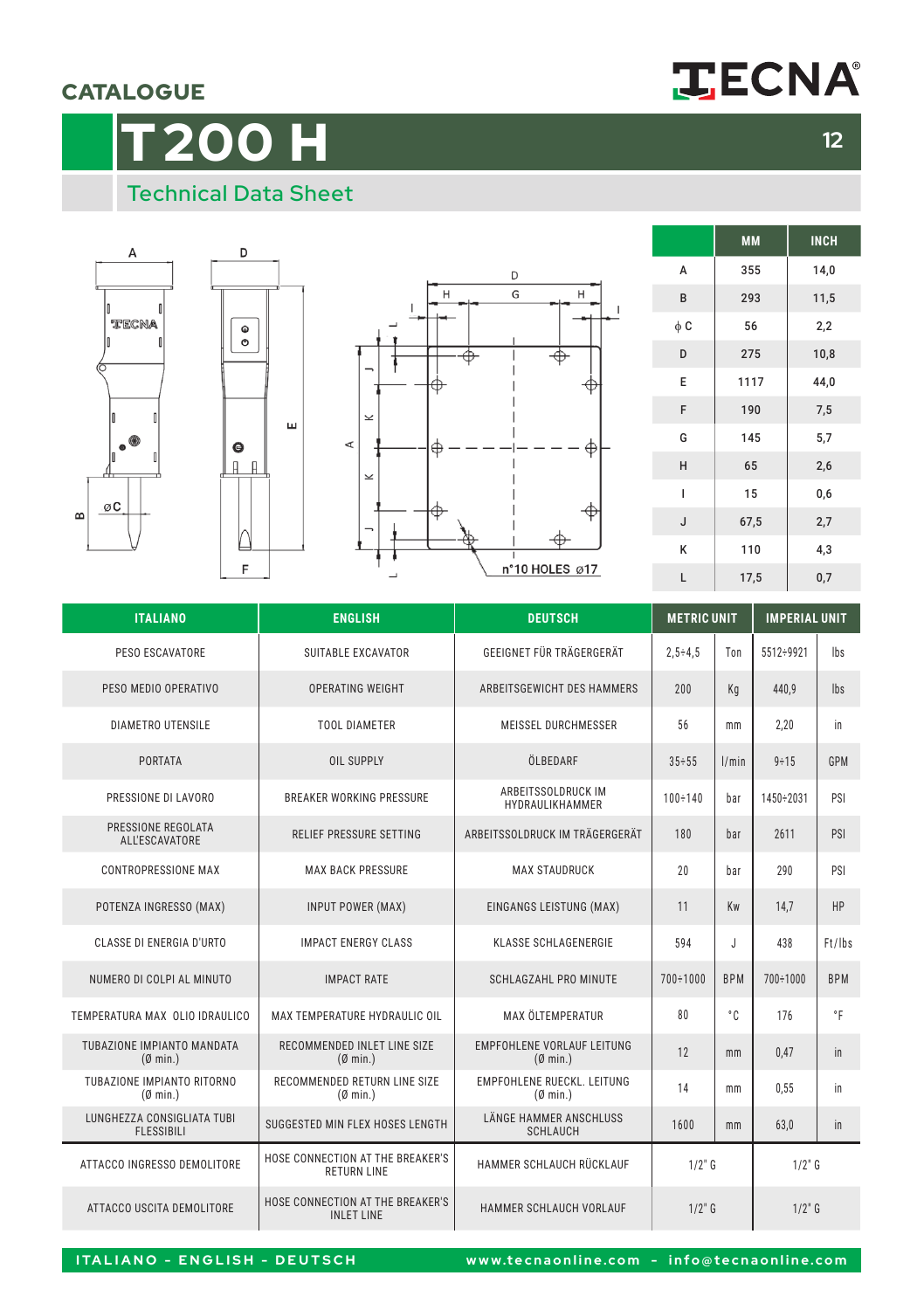CATALOGUE

# T200 H

## Technical Data Sheet

n°10 HOLES ø17

| | MM | INCH |
|---|---|---|
| A | 355 | 14,0 |
| B | 293 | 11,5 |
| ϕ C | 56 | 2,2 |
| D | 275 | 10,8 |
| E | 1117 | 44,0 |
| F | 190 | 7,5 |
| G | 145 | 5,7 |
| H | 65 | 2,6 |
| I | 15 | 0,6 |
| J | 67,5 | 2,7 |
| K | 110 | 4,3 |
| L | 17,5 | 0,7 |

| ITALIANO | ENGLISH | DEUTSCH | METRIC UNIT | | IMPERIAL UNIT | |
|---|---|---|---|---|---|---|
| PESO ESCAVATORE | SUITABLE EXCAVATOR | GEEIGNET FÜR TRÄGERGERÄT | 2,5÷4,5 | Ton | 5512÷9921 | lbs |
| PESO MEDIO OPERATIVO | OPERATING WEIGHT | ARBEITSGEWICHT DES HAMMERS | 200 | Kg | 440,9 | lbs |
| DIAMETRO UTENSILE | TOOL DIAMETER | MEISSEL DURCHMESSER | 56 | mm | 2,20 | in |
| PORTATA | OIL SUPPLY | ÖLBEDARF | 35÷55 | l/min | 9÷15 | GPM |
| PRESSIONE DI LAVORO | BREAKER WORKING PRESSURE | ARBEITSSOLDRUCK IM HYDRAULIKHAMMER | 100÷140 | bar | 1450÷2031 | PSI |
| PRESSIONE REGOLATA ALL'ESCAVATORE | RELIEF PRESSURE SETTING | ARBEITSSOLDRUCK IM TRÄGERGERÄT | 180 | bar | 2611 | PSI |
| CONTROPRESSIONE MAX | MAX BACK PRESSURE | MAX STAUDRUCK | 20 | bar | 290 | PSI |
| POTENZA INGRESSO (MAX) | INPUT POWER (MAX) | EINGANGS LEISTUNG (MAX) | 11 | Kw | 14,7 | HP |
| CLASSE DI ENERGIA D'URTO | IMPACT ENERGY CLASS | KLASSE SCHLAGENERGIE | 594 | J | 438 | Ft/lbs |
| NUMERO DI COLPI AL MINUTO | IMPACT RATE | SCHLAGZAHL PRO MINUTE | 700÷1000 | BPM | 700÷1000 | BPM |
| TEMPERATURA MAX OLIO IDRAULICO | MAX TEMPERATURE HYDRAULIC OIL | MAX ÖLTEMPERATUR | 80 | °C | 176 | °F |
| TUBAZIONE IMPIANTO MANDATA (Ø min.) | RECOMMENDED INLET LINE SIZE (Ø min.) | EMPFOHLENE VORLAUF LEITUNG (Ø min.) | 12 | mm | 0,47 | in |
| TUBAZIONE IMPIANTO RITORNO (Ø min.) | RECOMMENDED RETURN LINE SIZE (Ø min.) | EMPFOHLENE RUECKL. LEITUNG (Ø min.) | 14 | mm | 0,55 | in |
| LUNGHEZZA CONSIGLIATA TUBI FLESSIBILI | SUGGESTED MIN FLEX HOSES LENGTH | LÄNGE HAMMER ANSCHLUSS SCHLAUCH | 1600 | mm | 63,0 | in |
| ATTACCO INGRESSO DEMOLITORE | HOSE CONNECTION AT THE BREAKER'S RETURN LINE | HAMMER SCHLAUCH RÜCKLAUF | 1/2" G | | 1/2" G | |
| ATTACCO USCITA DEMOLITORE | HOSE CONNECTION AT THE BREAKER'S INLET LINE | HAMMER SCHLAUCH VORLAUF | 1/2" G | | 1/2" G | |

ITALIANO - ENGLISH - DEUTSCH    www.tecnaonline.com - info@tecnaonline.com